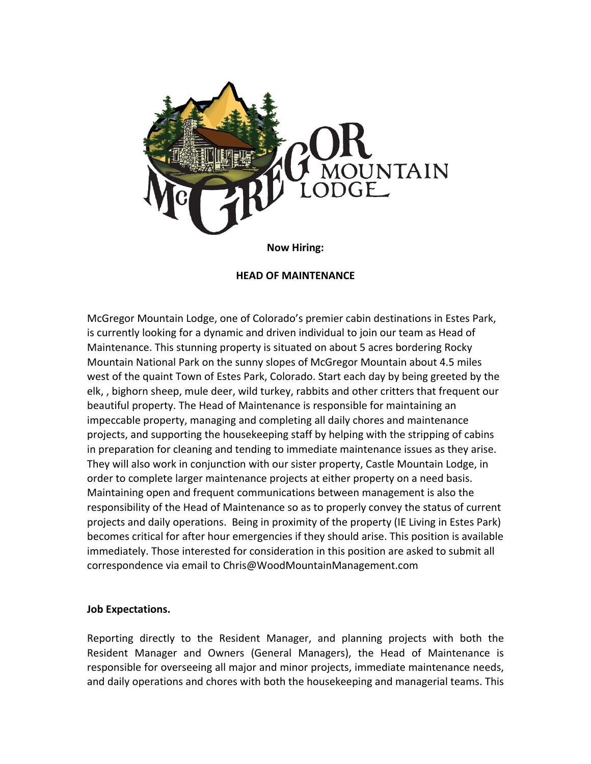**Now Hiring:**

**HEAD OF MAINTENANCE**

McGregor Mountain Lodge, one of Colorado's premier cabin destinations in Estes Park, is currently looking for a dynamic and driven individual to join our team as Head of Maintenance. This stunning property is situated on about 5 acres bordering Rocky Mountain National Park on the sunny slopes of McGregor Mountain about 4.5 miles west of the quaint Town of Estes Park, Colorado. Start each day by being greeted by the elk, , bighorn sheep, mule deer, wild turkey, rabbits and other critters that frequent our beautiful property. The Head of Maintenance is responsible for maintaining an impeccable property, managing and completing all daily chores and maintenance projects, and supporting the housekeeping staff by helping with the stripping of cabins in preparation for cleaning and tending to immediate maintenance issues as they arise. They will also work in conjunction with our sister property, Castle Mountain Lodge, in order to complete larger maintenance projects at either property on a need basis. Maintaining open and frequent communications between management is also the responsibility of the Head of Maintenance so as to properly convey the status of current projects and daily operations. Being in proximity of the property (IE Living in Estes Park) becomes critical for after hour emergencies if they should arise. This position is available immediately. Those interested for consideration in this position are asked to submit all correspondence via email to Chris@WoodMountainManagement.com

**Job Expectations.**

Reporting directly to the Resident Manager, and planning projects with both the Resident Manager and Owners (General Managers), the Head of Maintenance is responsible for overseeing all major and minor projects, immediate maintenance needs, and daily operations and chores with both the housekeeping and managerial teams. This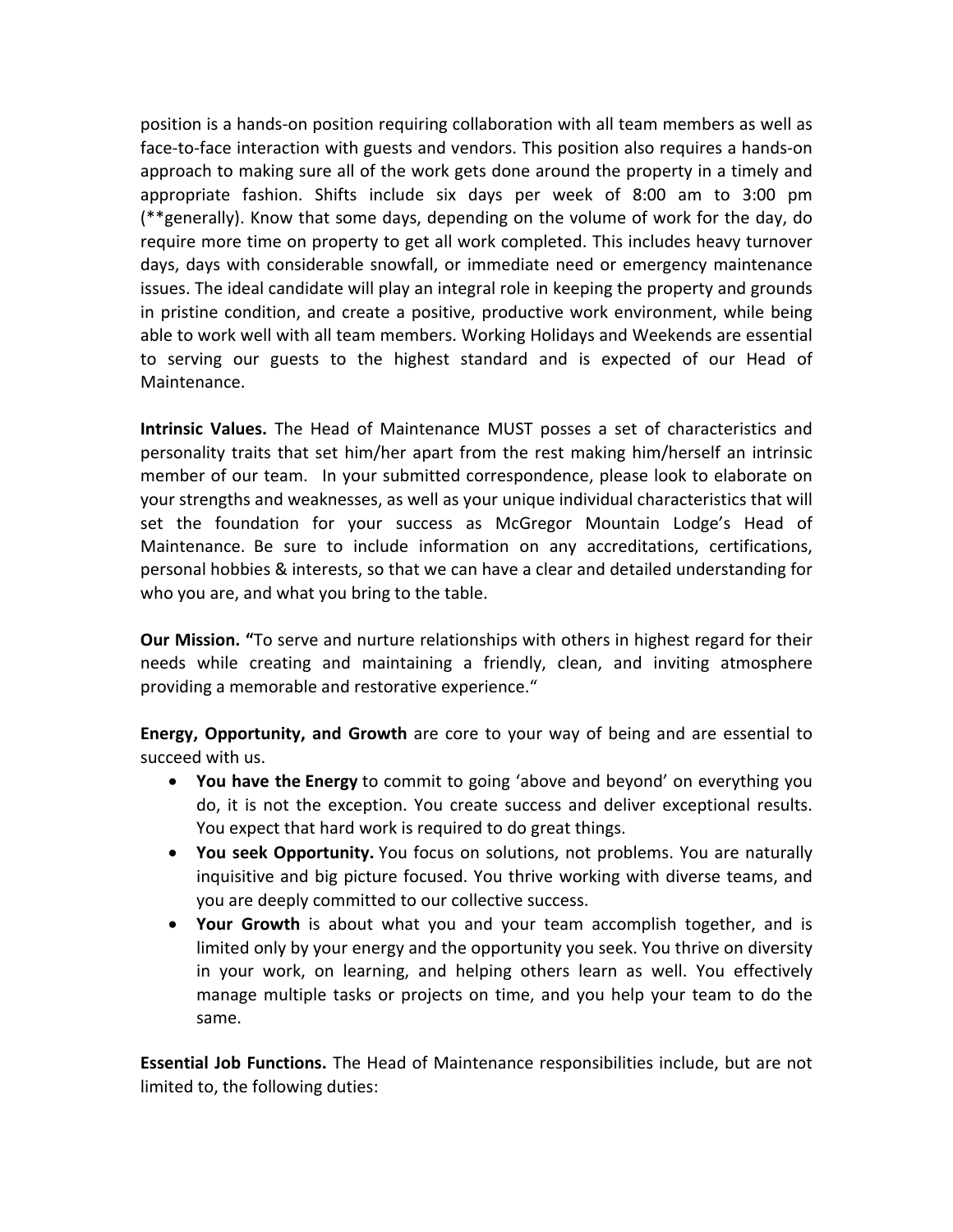position is a hands-on position requiring collaboration with all team members as well as face-to-face interaction with guests and vendors. This position also requires a hands-on approach to making sure all of the work gets done around the property in a timely and appropriate fashion. Shifts include six days per week of 8:00 am to 3:00 pm (**generally). Know that some days, depending on the volume of work for the day, do require more time on property to get all work completed. This includes heavy turnover days, days with considerable snowfall, or immediate need or emergency maintenance issues. The ideal candidate will play an integral role in keeping the property and grounds in pristine condition, and create a positive, productive work environment, while being able to work well with all team members. Working Holidays and Weekends are essential to serving our guests to the highest standard and is expected of our Head of Maintenance.

**Intrinsic Values.** The Head of Maintenance MUST posses a set of characteristics and personality traits that set him/her apart from the rest making him/herself an intrinsic member of our team. In your submitted correspondence, please look to elaborate on your strengths and weaknesses, as well as your unique individual characteristics that will set the foundation for your success as McGregor Mountain Lodge's Head of Maintenance. Be sure to include information on any accreditations, certifications, personal hobbies & interests, so that we can have a clear and detailed understanding for who you are, and what you bring to the table.

**Our Mission. "**To serve and nurture relationships with others in highest regard for their needs while creating and maintaining a friendly, clean, and inviting atmosphere providing a memorable and restorative experience."

**Energy, Opportunity, and Growth** are core to your way of being and are essential to succeed with us.

- **You have the Energy** to commit to going 'above and beyond' on everything you do, it is not the exception. You create success and deliver exceptional results. You expect that hard work is required to do great things.
- **You seek Opportunity.** You focus on solutions, not problems. You are naturally inquisitive and big picture focused. You thrive working with diverse teams, and you are deeply committed to our collective success.
- **Your Growth** is about what you and your team accomplish together, and is limited only by your energy and the opportunity you seek. You thrive on diversity in your work, on learning, and helping others learn as well. You effectively manage multiple tasks or projects on time, and you help your team to do the same.

**Essential Job Functions.** The Head of Maintenance responsibilities include, but are not limited to, the following duties: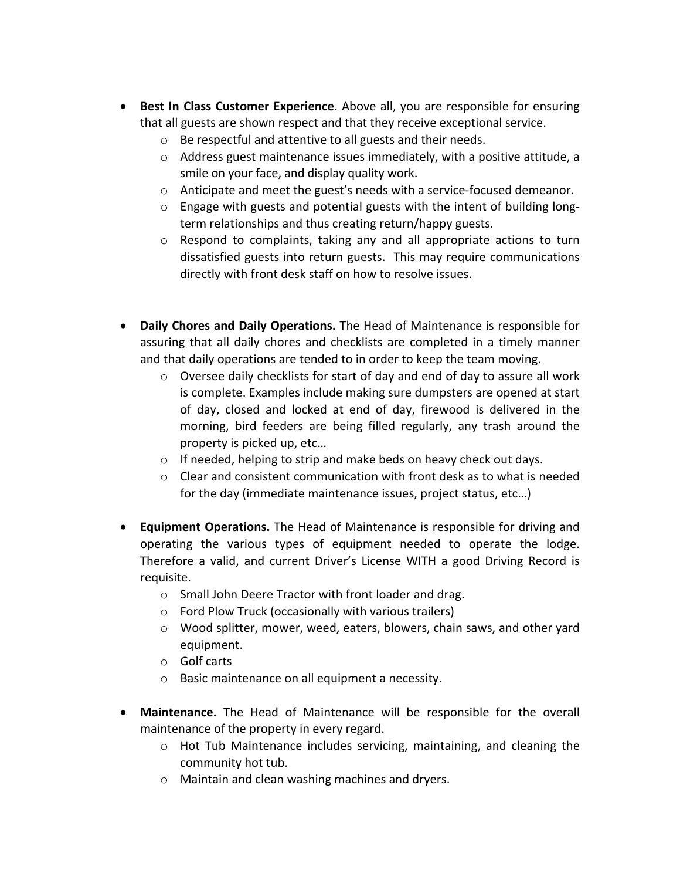- **Best In Class Customer Experience**. Above all, you are responsible for ensuring that all guests are shown respect and that they receive exceptional service.
  - Be respectful and attentive to all guests and their needs.
  - Address guest maintenance issues immediately, with a positive attitude, a smile on your face, and display quality work.
  - Anticipate and meet the guest's needs with a service-focused demeanor.
  - Engage with guests and potential guests with the intent of building long-term relationships and thus creating return/happy guests.
  - Respond to complaints, taking any and all appropriate actions to turn dissatisfied guests into return guests. This may require communications directly with front desk staff on how to resolve issues.

- **Daily Chores and Daily Operations.** The Head of Maintenance is responsible for assuring that all daily chores and checklists are completed in a timely manner and that daily operations are tended to in order to keep the team moving.
  - Oversee daily checklists for start of day and end of day to assure all work is complete. Examples include making sure dumpsters are opened at start of day, closed and locked at end of day, firewood is delivered in the morning, bird feeders are being filled regularly, any trash around the property is picked up, etc…
  - If needed, helping to strip and make beds on heavy check out days.
  - Clear and consistent communication with front desk as to what is needed for the day (immediate maintenance issues, project status, etc…)

- **Equipment Operations.** The Head of Maintenance is responsible for driving and operating the various types of equipment needed to operate the lodge. Therefore a valid, and current Driver's License WITH a good Driving Record is requisite.
  - Small John Deere Tractor with front loader and drag.
  - Ford Plow Truck (occasionally with various trailers)
  - Wood splitter, mower, weed, eaters, blowers, chain saws, and other yard equipment.
  - Golf carts
  - Basic maintenance on all equipment a necessity.

- **Maintenance.** The Head of Maintenance will be responsible for the overall maintenance of the property in every regard.
  - Hot Tub Maintenance includes servicing, maintaining, and cleaning the community hot tub.
  - Maintain and clean washing machines and dryers.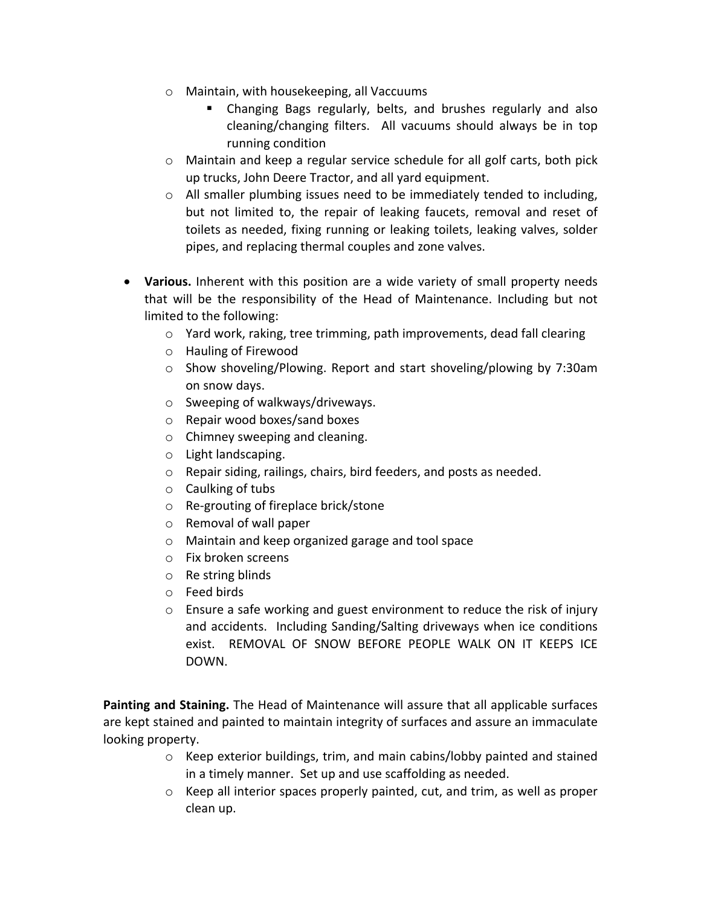- Maintain, with housekeeping, all Vaccuums
     - Changing Bags regularly, belts, and brushes regularly and also cleaning/changing filters. All vacuums should always be in top running condition
   - Maintain and keep a regular service schedule for all golf carts, both pick up trucks, John Deere Tractor, and all yard equipment.
   - All smaller plumbing issues need to be immediately tended to including, but not limited to, the repair of leaking faucets, removal and reset of toilets as needed, fixing running or leaking toilets, leaking valves, solder pipes, and replacing thermal couples and zone valves.

- **Various.** Inherent with this position are a wide variety of small property needs that will be the responsibility of the Head of Maintenance. Including but not limited to the following:
   - Yard work, raking, tree trimming, path improvements, dead fall clearing
   - Hauling of Firewood
   - Show shoveling/Plowing. Report and start shoveling/plowing by 7:30am on snow days.
   - Sweeping of walkways/driveways.
   - Repair wood boxes/sand boxes
   - Chimney sweeping and cleaning.
   - Light landscaping.
   - Repair siding, railings, chairs, bird feeders, and posts as needed.
   - Caulking of tubs
   - Re-grouting of fireplace brick/stone
   - Removal of wall paper
   - Maintain and keep organized garage and tool space
   - Fix broken screens
   - Re string blinds
   - Feed birds
   - Ensure a safe working and guest environment to reduce the risk of injury and accidents. Including Sanding/Salting driveways when ice conditions exist. REMOVAL OF SNOW BEFORE PEOPLE WALK ON IT KEEPS ICE DOWN.

**Painting and Staining.** The Head of Maintenance will assure that all applicable surfaces are kept stained and painted to maintain integrity of surfaces and assure an immaculate looking property.

   - Keep exterior buildings, trim, and main cabins/lobby painted and stained in a timely manner. Set up and use scaffolding as needed.
   - Keep all interior spaces properly painted, cut, and trim, as well as proper clean up.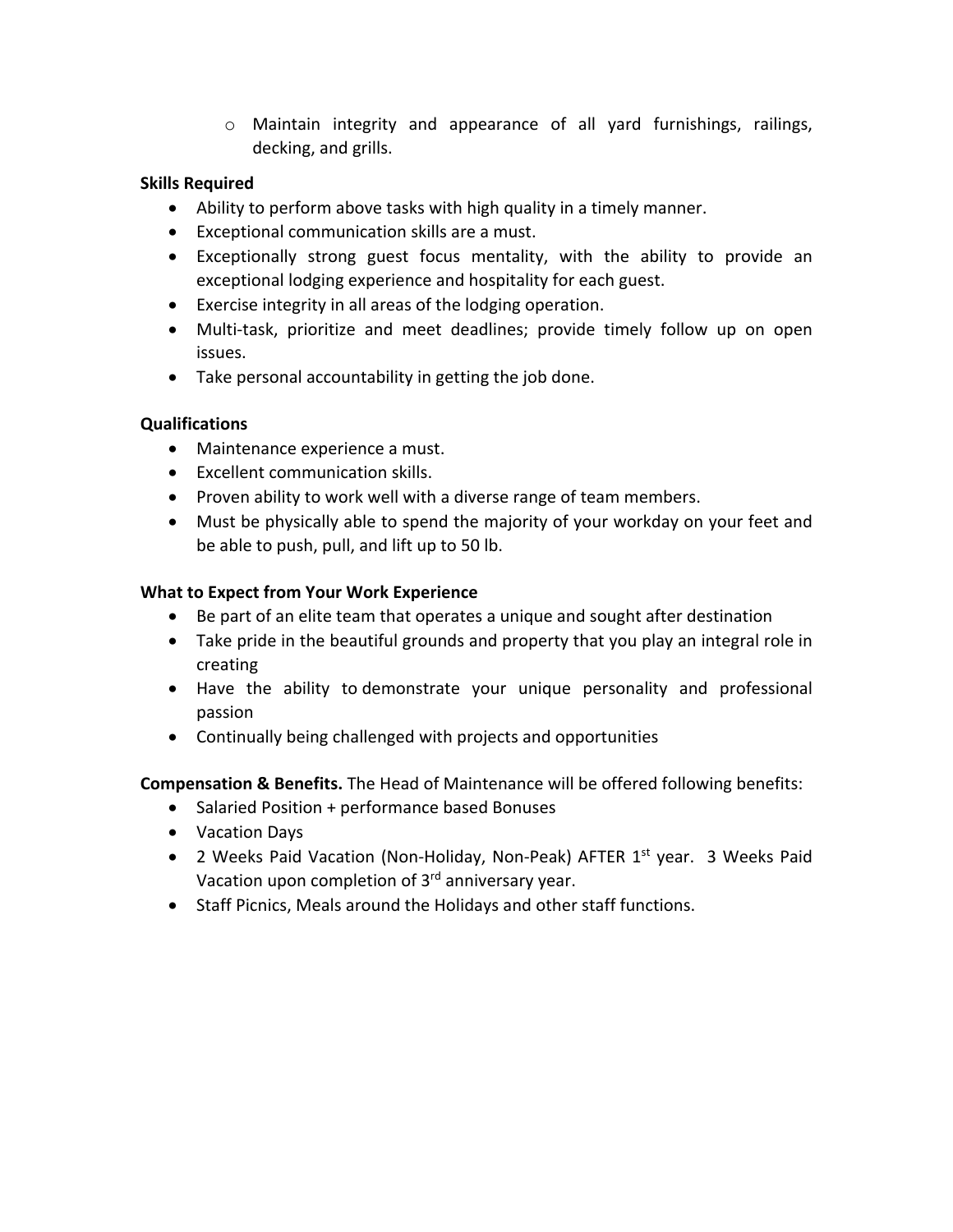- Maintain integrity and appearance of all yard furnishings, railings, decking, and grills.

**Skills Required**

- Ability to perform above tasks with high quality in a timely manner.
- Exceptional communication skills are a must.
- Exceptionally strong guest focus mentality, with the ability to provide an exceptional lodging experience and hospitality for each guest.
- Exercise integrity in all areas of the lodging operation.
- Multi-task, prioritize and meet deadlines; provide timely follow up on open issues.
- Take personal accountability in getting the job done.

**Qualifications**

- Maintenance experience a must.
- Excellent communication skills.
- Proven ability to work well with a diverse range of team members.
- Must be physically able to spend the majority of your workday on your feet and be able to push, pull, and lift up to 50 lb.

**What to Expect from Your Work Experience**

- Be part of an elite team that operates a unique and sought after destination
- Take pride in the beautiful grounds and property that you play an integral role in creating
- Have the ability to demonstrate your unique personality and professional passion
- Continually being challenged with projects and opportunities

**Compensation & Benefits.** The Head of Maintenance will be offered following benefits:

- Salaried Position + performance based Bonuses
- Vacation Days
- 2 Weeks Paid Vacation (Non-Holiday, Non-Peak) AFTER 1st year. 3 Weeks Paid Vacation upon completion of 3rd anniversary year.
- Staff Picnics, Meals around the Holidays and other staff functions.